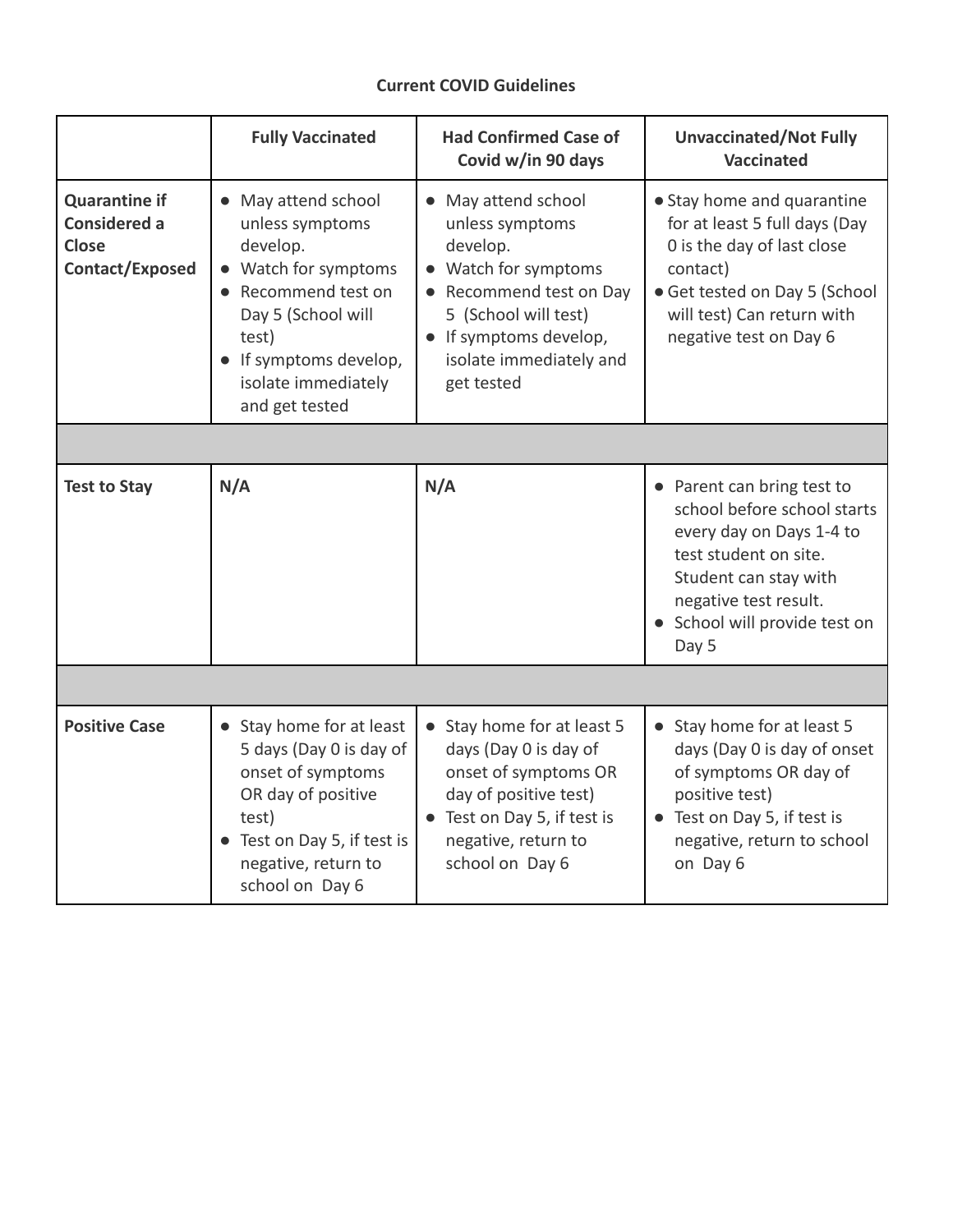**Current COVID Guidelines**

| | **Fully Vaccinated** | **Had Confirmed Case of Covid w/in 90 days** | **Unvaccinated/Not Fully Vaccinated** |
|---|---|---|---|
| **Quarantine if Considered a Close Contact/Exposed** | • May attend school unless symptoms develop.<br>• Watch for symptoms<br>• Recommend test on Day 5 (School will test)<br>• If symptoms develop, isolate immediately and get tested | • May attend school unless symptoms develop.<br>• Watch for symptoms<br>• Recommend test on Day 5 (School will test)<br>• If symptoms develop, isolate immediately and get tested | • Stay home and quarantine for at least 5 full days (Day 0 is the day of last close contact)<br>• Get tested on Day 5 (School will test) Can return with negative test on Day 6 |
| | | | |
| **Test to Stay** | **N/A** | **N/A** | • Parent can bring test to school before school starts every day on Days 1-4 to test student on site. Student can stay with negative test result.<br>• School will provide test on Day 5 |
| | | | |
| **Positive Case** | • Stay home for at least 5 days (Day 0 is day of onset of symptoms OR day of positive test)<br>• Test on Day 5, if test is negative, return to school on Day 6 | • Stay home for at least 5 days (Day 0 is day of onset of symptoms OR day of positive test)<br>• Test on Day 5, if test is negative, return to school on Day 6 | • Stay home for at least 5 days (Day 0 is day of onset of symptoms OR day of positive test)<br>• Test on Day 5, if test is negative, return to school on Day 6 |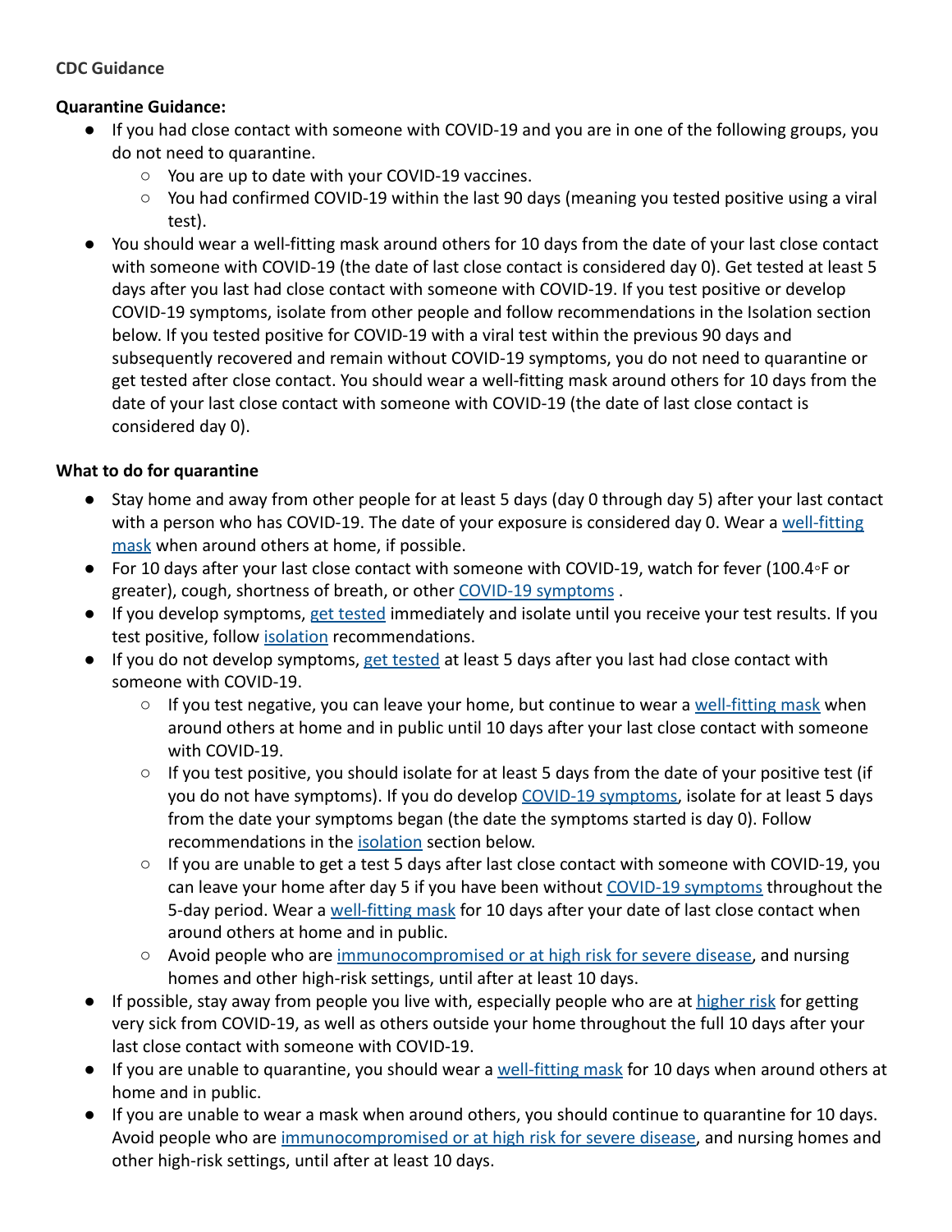**CDC Guidance**

**Quarantine Guidance:**

- If you had close contact with someone with COVID-19 and you are in one of the following groups, you do not need to quarantine.
  - You are up to date with your COVID-19 vaccines.
  - You had confirmed COVID-19 within the last 90 days (meaning you tested positive using a viral test).
- You should wear a well-fitting mask around others for 10 days from the date of your last close contact with someone with COVID-19 (the date of last close contact is considered day 0). Get tested at least 5 days after you last had close contact with someone with COVID-19. If you test positive or develop COVID-19 symptoms, isolate from other people and follow recommendations in the Isolation section below. If you tested positive for COVID-19 with a viral test within the previous 90 days and subsequently recovered and remain without COVID-19 symptoms, you do not need to quarantine or get tested after close contact. You should wear a well-fitting mask around others for 10 days from the date of your last close contact with someone with COVID-19 (the date of last close contact is considered day 0).

**What to do for quarantine**

- Stay home and away from other people for at least 5 days (day 0 through day 5) after your last contact with a person who has COVID-19. The date of your exposure is considered day 0. Wear a well-fitting mask when around others at home, if possible.
- For 10 days after your last close contact with someone with COVID-19, watch for fever (100.4◦F or greater), cough, shortness of breath, or other COVID-19 symptoms .
- If you develop symptoms, get tested immediately and isolate until you receive your test results. If you test positive, follow isolation recommendations.
- If you do not develop symptoms, get tested at least 5 days after you last had close contact with someone with COVID-19.
  - If you test negative, you can leave your home, but continue to wear a well-fitting mask when around others at home and in public until 10 days after your last close contact with someone with COVID-19.
  - If you test positive, you should isolate for at least 5 days from the date of your positive test (if you do not have symptoms). If you do develop COVID-19 symptoms, isolate for at least 5 days from the date your symptoms began (the date the symptoms started is day 0). Follow recommendations in the isolation section below.
  - If you are unable to get a test 5 days after last close contact with someone with COVID-19, you can leave your home after day 5 if you have been without COVID-19 symptoms throughout the 5-day period. Wear a well-fitting mask for 10 days after your date of last close contact when around others at home and in public.
  - Avoid people who are immunocompromised or at high risk for severe disease, and nursing homes and other high-risk settings, until after at least 10 days.
- If possible, stay away from people you live with, especially people who are at higher risk for getting very sick from COVID-19, as well as others outside your home throughout the full 10 days after your last close contact with someone with COVID-19.
- If you are unable to quarantine, you should wear a well-fitting mask for 10 days when around others at home and in public.
- If you are unable to wear a mask when around others, you should continue to quarantine for 10 days. Avoid people who are immunocompromised or at high risk for severe disease, and nursing homes and other high-risk settings, until after at least 10 days.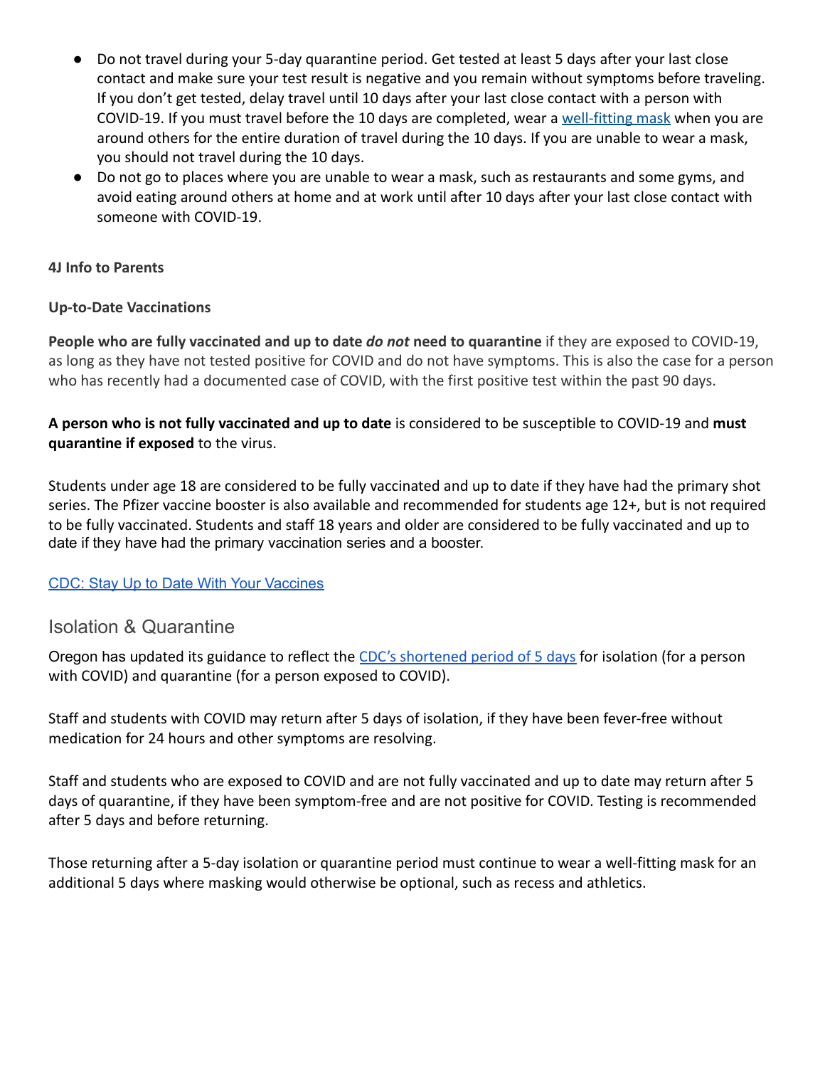- Do not travel during your 5-day quarantine period. Get tested at least 5 days after your last close contact and make sure your test result is negative and you remain without symptoms before traveling. If you don't get tested, delay travel until 10 days after your last close contact with a person with COVID-19. If you must travel before the 10 days are completed, wear a [well-fitting mask](#) when you are around others for the entire duration of travel during the 10 days. If you are unable to wear a mask, you should not travel during the 10 days.
- Do not go to places where you are unable to wear a mask, such as restaurants and some gyms, and avoid eating around others at home and at work until after 10 days after your last close contact with someone with COVID-19.

**4J Info to Parents**

**Up-to-Date Vaccinations**

**People who are fully vaccinated and up to date *do not* need to quarantine** if they are exposed to COVID-19, as long as they have not tested positive for COVID and do not have symptoms. This is also the case for a person who has recently had a documented case of COVID, with the first positive test within the past 90 days.

**A person who is not fully vaccinated and up to date** is considered to be susceptible to COVID-19 and **must quarantine if exposed** to the virus.

Students under age 18 are considered to be fully vaccinated and up to date if they have had the primary shot series. The Pfizer vaccine booster is also available and recommended for students age 12+, but is not required to be fully vaccinated. Students and staff 18 years and older are considered to be fully vaccinated and up to date if they have had the primary vaccination series and a booster.

[CDC: Stay Up to Date With Your Vaccines](#)

## Isolation & Quarantine

Oregon has updated its guidance to reflect the [CDC's shortened period of 5 days](#) for isolation (for a person with COVID) and quarantine (for a person exposed to COVID).

Staff and students with COVID may return after 5 days of isolation, if they have been fever-free without medication for 24 hours and other symptoms are resolving.

Staff and students who are exposed to COVID and are not fully vaccinated and up to date may return after 5 days of quarantine, if they have been symptom-free and are not positive for COVID. Testing is recommended after 5 days and before returning.

Those returning after a 5-day isolation or quarantine period must continue to wear a well-fitting mask for an additional 5 days where masking would otherwise be optional, such as recess and athletics.